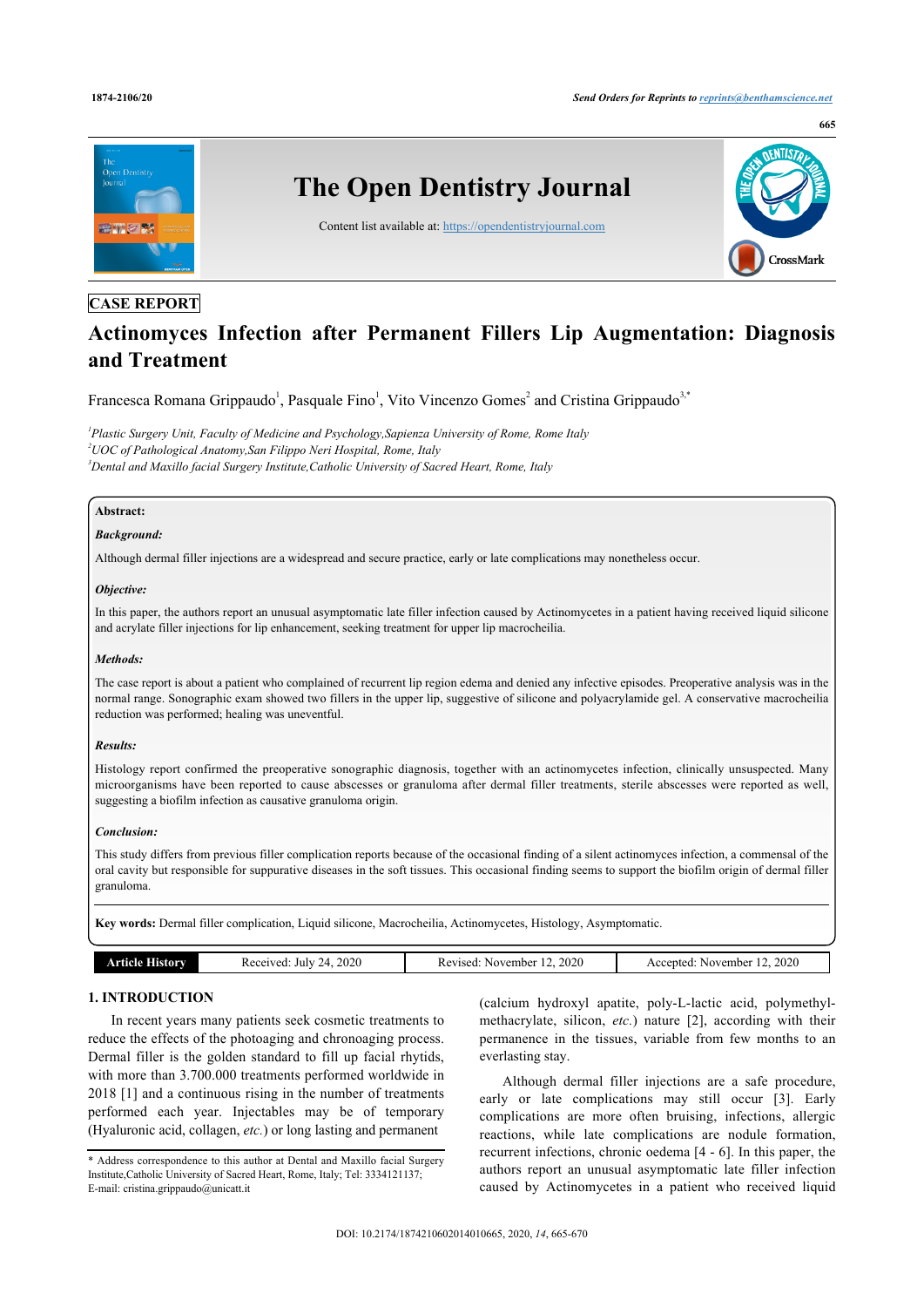CASE REPORT

# Actinomyces Infection after Permanent Fillers Lip Augmentation: Diagnosis and Treatment

Francesca Romana Grippaudo[1], Pasquale Fino[1], Vito Vincenzo Gomes[2] and Cristina Grippaudo[3,*]

[1]Plastic Surgery Unit, Faculty of Medicine and Psychology,Sapienza University of Rome, Rome Italy
[2]UOC of Pathological Anatomy,San Filippo Neri Hospital, Rome, Italy
[3]Dental and Maxillo facial Surgery Institute,Catholic University of Sacred Heart, Rome, Italy

**Abstract:**

***Background:***

Although dermal filler injections are a widespread and secure practice, early or late complications may nonetheless occur.

***Objective:***

In this paper, the authors report an unusual asymptomatic late filler infection caused by Actinomycetes in a patient having received liquid silicone and acrylate filler injections for lip enhancement, seeking treatment for upper lip macrocheilia.

***Methods:***

The case report is about a patient who complained of recurrent lip region edema and denied any infective episodes. Preoperative analysis was in the normal range. Sonographic exam showed two fillers in the upper lip, suggestive of silicone and polyacrylamide gel. A conservative macrocheilia reduction was performed; healing was uneventful.

***Results:***

Histology report confirmed the preoperative sonographic diagnosis, together with an actinomycetes infection, clinically unsuspected. Many microorganisms have been reported to cause abscesses or granuloma after dermal filler treatments, sterile abscesses were reported as well, suggesting a biofilm infection as causative granuloma origin.

***Conclusion:***

This study differs from previous filler complication reports because of the occasional finding of a silent actinomyces infection, a commensal of the oral cavity but responsible for suppurative diseases in the soft tissues. This occasional finding seems to support the biofilm origin of dermal filler granuloma.

**Key words:** Dermal filler complication, Liquid silicone, Macrocheilia, Actinomycetes, Histology, Asymptomatic.

| Article History | Received: July 24, 2020 | Revised: November 12, 2020 | Accepted: November 12, 2020 |
|---|---|---|---|

## 1. INTRODUCTION

In recent years many patients seek cosmetic treatments to reduce the effects of the photoaging and chronoaging process. Dermal filler is the golden standard to fill up facial rhytids, with more than 3.700.000 treatments performed worldwide in 2018 [1] and a continuous rising in the number of treatments performed each year. Injectables may be of temporary (Hyaluronic acid, collagen, *etc.*) or long lasting and permanent (calcium hydroxyl apatite, poly-L-lactic acid, polymethyl-methacrylate, silicon, *etc.*) nature [2], according with their permanence in the tissues, variable from few months to an everlasting stay.

Although dermal filler injections are a safe procedure, early or late complications may still occur [3]. Early complications are more often bruising, infections, allergic reactions, while late complications are nodule formation, recurrent infections, chronic oedema [4 - 6]. In this paper, the authors report an unusual asymptomatic late filler infection caused by Actinomycetes in a patient who received liquid

* Address correspondence to this author at Dental and Maxillo facial Surgery Institute,Catholic University of Sacred Heart, Rome, Italy; Tel: 3334121137; E-mail: cristina.grippaudo@unicatt.it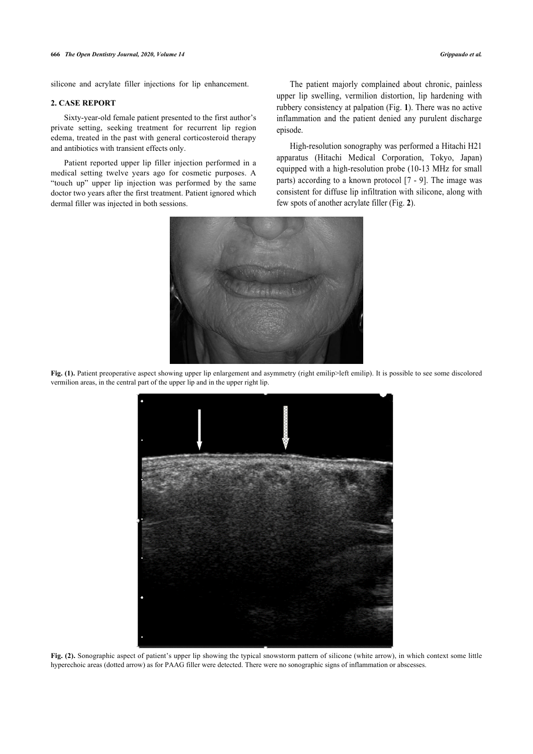silicone and acrylate filler injections for lip enhancement.

## 2. CASE REPORT

Sixty-year-old female patient presented to the first author's private setting, seeking treatment for recurrent lip region edema, treated in the past with general corticosteroid therapy and antibiotics with transient effects only.

Patient reported upper lip filler injection performed in a medical setting twelve years ago for cosmetic purposes. A "touch up" upper lip injection was performed by the same doctor two years after the first treatment. Patient ignored which dermal filler was injected in both sessions.

The patient majorly complained about chronic, painless upper lip swelling, vermilion distortion, lip hardening with rubbery consistency at palpation (Fig. **1**). There was no active inflammation and the patient denied any purulent discharge episode.

High-resolution sonography was performed a Hitachi H21 apparatus (Hitachi Medical Corporation, Tokyo, Japan) equipped with a high-resolution probe (10-13 MHz for small parts) according to a known protocol [7 - 9]. The image was consistent for diffuse lip infiltration with silicone, along with few spots of another acrylate filler (Fig. **2**).

**Fig. (1).** Patient preoperative aspect showing upper lip enlargement and asymmetry (right emilip>left emilip). It is possible to see some discolored vermilion areas, in the central part of the upper lip and in the upper right lip.

**Fig. (2).** Sonographic aspect of patient's upper lip showing the typical snowstorm pattern of silicone (white arrow), in which context some little hyperechoic areas (dotted arrow) as for PAAG filler were detected. There were no sonographic signs of inflammation or abscesses.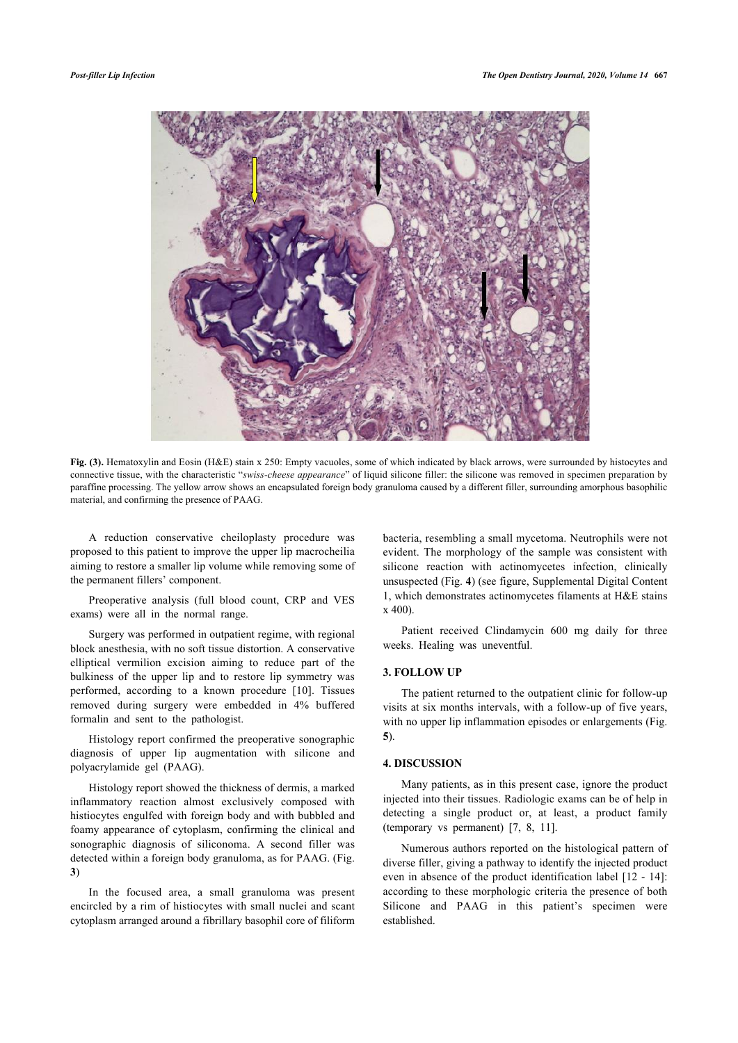**Fig. (3).** Hematoxylin and Eosin (H&E) stain x 250: Empty vacuoles, some of which indicated by black arrows, were surrounded by histocytes and connective tissue, with the characteristic "*swiss-cheese appearance*" of liquid silicone filler: the silicone was removed in specimen preparation by paraffine processing. The yellow arrow shows an encapsulated foreign body granuloma caused by a different filler, surrounding amorphous basophilic material, and confirming the presence of PAAG.

A reduction conservative cheiloplasty procedure was proposed to this patient to improve the upper lip macrocheilia aiming to restore a smaller lip volume while removing some of the permanent fillers' component.

Preoperative analysis (full blood count, CRP and VES exams) were all in the normal range.

Surgery was performed in outpatient regime, with regional block anesthesia, with no soft tissue distortion. A conservative elliptical vermilion excision aiming to reduce part of the bulkiness of the upper lip and to restore lip symmetry was performed, according to a known procedure [10]. Tissues removed during surgery were embedded in 4% buffered formalin and sent to the pathologist.

Histology report confirmed the preoperative sonographic diagnosis of upper lip augmentation with silicone and polyacrylamide gel (PAAG).

Histology report showed the thickness of dermis, a marked inflammatory reaction almost exclusively composed with histiocytes engulfed with foreign body and with bubbled and foamy appearance of cytoplasm, confirming the clinical and sonographic diagnosis of siliconoma. A second filler was detected within a foreign body granuloma, as for PAAG. (Fig. **3**)

In the focused area, a small granuloma was present encircled by a rim of histiocytes with small nuclei and scant cytoplasm arranged around a fibrillary basophil core of filiform bacteria, resembling a small mycetoma. Neutrophils were not evident. The morphology of the sample was consistent with silicone reaction with actinomycetes infection, clinically unsuspected (Fig. **4**) (see figure, Supplemental Digital Content 1, which demonstrates actinomycetes filaments at H&E stains x 400).

Patient received Clindamycin 600 mg daily for three weeks. Healing was uneventful.

## 3. FOLLOW UP

The patient returned to the outpatient clinic for follow-up visits at six months intervals, with a follow-up of five years, with no upper lip inflammation episodes or enlargements (Fig. **5**).

## 4. DISCUSSION

Many patients, as in this present case, ignore the product injected into their tissues. Radiologic exams can be of help in detecting a single product or, at least, a product family (temporary vs permanent) [7, 8, 11].

Numerous authors reported on the histological pattern of diverse filler, giving a pathway to identify the injected product even in absence of the product identification label [12 - 14]: according to these morphologic criteria the presence of both Silicone and PAAG in this patient's specimen were established.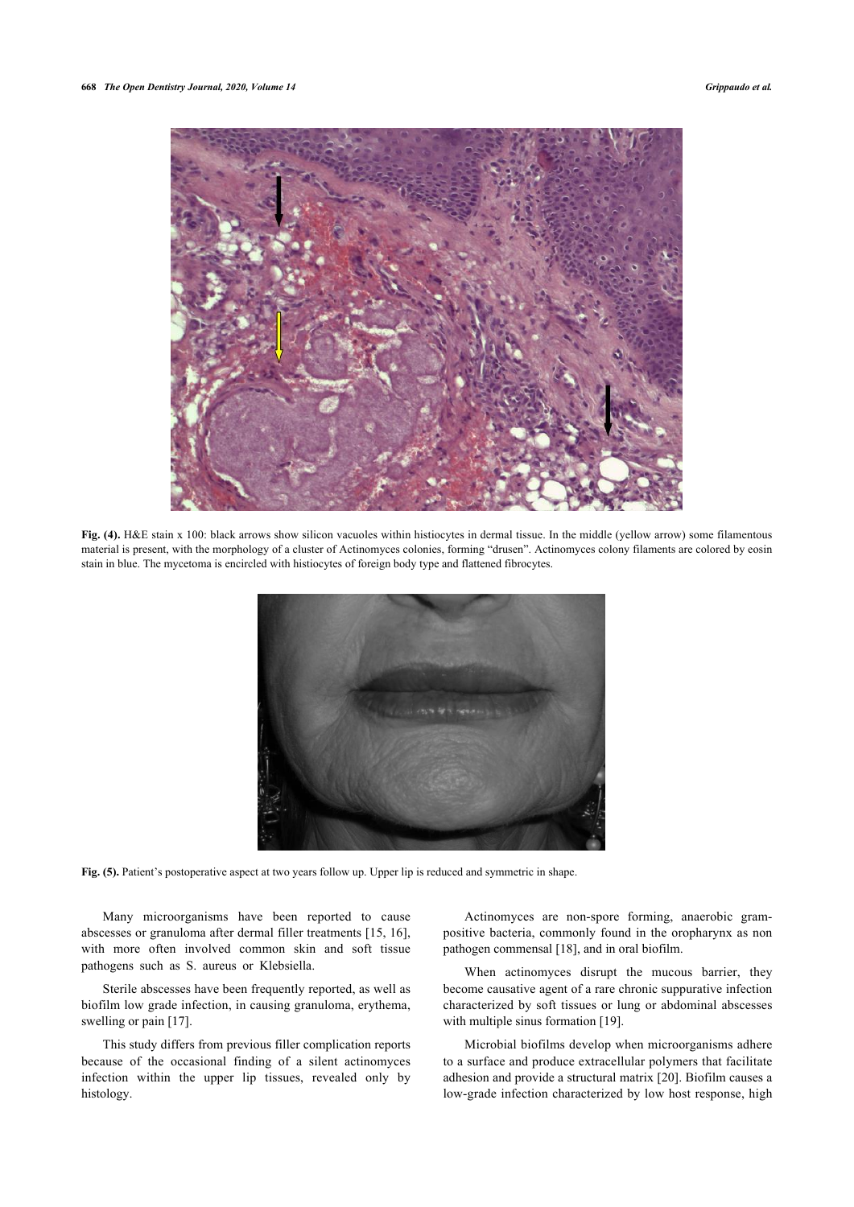**Fig. (4).** H&E stain x 100: black arrows show silicon vacuoles within histiocytes in dermal tissue. In the middle (yellow arrow) some filamentous material is present, with the morphology of a cluster of Actinomyces colonies, forming "drusen". Actinomyces colony filaments are colored by eosin stain in blue. The mycetoma is encircled with histiocytes of foreign body type and flattened fibrocytes.

**Fig. (5).** Patient's postoperative aspect at two years follow up. Upper lip is reduced and symmetric in shape.

Many microorganisms have been reported to cause abscesses or granuloma after dermal filler treatments [15, 16], with more often involved common skin and soft tissue pathogens such as S. aureus or Klebsiella.

Sterile abscesses have been frequently reported, as well as biofilm low grade infection, in causing granuloma, erythema, swelling or pain [17].

This study differs from previous filler complication reports because of the occasional finding of a silent actinomyces infection within the upper lip tissues, revealed only by histology.

Actinomyces are non-spore forming, anaerobic gram-positive bacteria, commonly found in the oropharynx as non pathogen commensal [18], and in oral biofilm.

When actinomyces disrupt the mucous barrier, they become causative agent of a rare chronic suppurative infection characterized by soft tissues or lung or abdominal abscesses with multiple sinus formation [19].

Microbial biofilms develop when microorganisms adhere to a surface and produce extracellular polymers that facilitate adhesion and provide a structural matrix [20]. Biofilm causes a low-grade infection characterized by low host response, high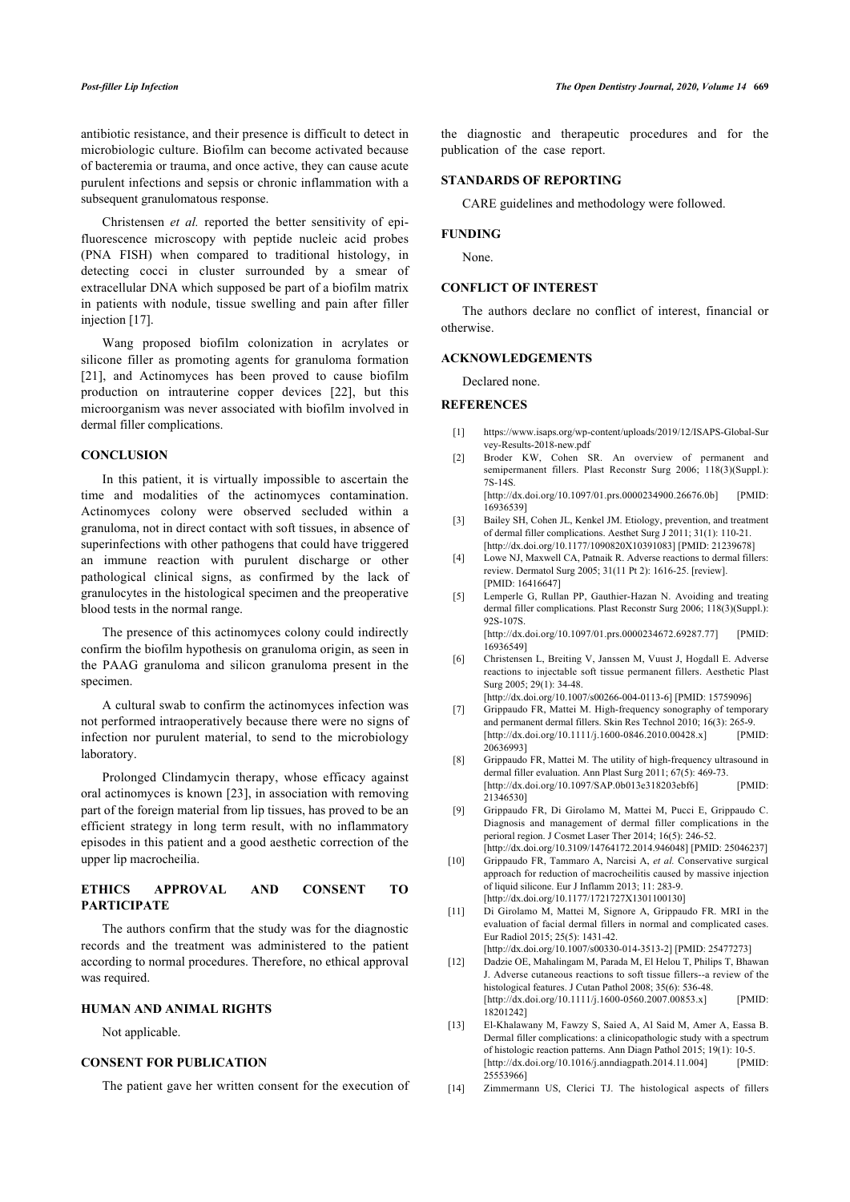antibiotic resistance, and their presence is difficult to detect in microbiologic culture. Biofilm can become activated because of bacteremia or trauma, and once active, they can cause acute purulent infections and sepsis or chronic inflammation with a subsequent granulomatous response.

Christensen *et al.* reported the better sensitivity of epi-fluorescence microscopy with peptide nucleic acid probes (PNA FISH) when compared to traditional histology, in detecting cocci in cluster surrounded by a smear of extracellular DNA which supposed be part of a biofilm matrix in patients with nodule, tissue swelling and pain after filler injection [17].

Wang proposed biofilm colonization in acrylates or silicone filler as promoting agents for granuloma formation [21], and Actinomyces has been proved to cause biofilm production on intrauterine copper devices [22], but this microorganism was never associated with biofilm involved in dermal filler complications.

## CONCLUSION

In this patient, it is virtually impossible to ascertain the time and modalities of the actinomyces contamination. Actinomyces colony were observed secluded within a granuloma, not in direct contact with soft tissues, in absence of superinfections with other pathogens that could have triggered an immune reaction with purulent discharge or other pathological clinical signs, as confirmed by the lack of granulocytes in the histological specimen and the preoperative blood tests in the normal range.

The presence of this actinomyces colony could indirectly confirm the biofilm hypothesis on granuloma origin, as seen in the PAAG granuloma and silicon granuloma present in the specimen.

A cultural swab to confirm the actinomyces infection was not performed intraoperatively because there were no signs of infection nor purulent material, to send to the microbiology laboratory.

Prolonged Clindamycin therapy, whose efficacy against oral actinomyces is known [23], in association with removing part of the foreign material from lip tissues, has proved to be an efficient strategy in long term result, with no inflammatory episodes in this patient and a good aesthetic correction of the upper lip macrocheilia.

## ETHICS APPROVAL AND CONSENT TO PARTICIPATE

The authors confirm that the study was for the diagnostic records and the treatment was administered to the patient according to normal procedures. Therefore, no ethical approval was required.

## HUMAN AND ANIMAL RIGHTS

Not applicable.

## CONSENT FOR PUBLICATION

The patient gave her written consent for the execution of the diagnostic and therapeutic procedures and for the publication of the case report.

## STANDARDS OF REPORTING

CARE guidelines and methodology were followed.

## FUNDING

None.

## CONFLICT OF INTEREST

The authors declare no conflict of interest, financial or otherwise.

## ACKNOWLEDGEMENTS

Declared none.

## REFERENCES

[1] https://www.isaps.org/wp-content/uploads/2019/12/ISAPS-Global-Survey-Results-2018-new.pdf

[2] Broder KW, Cohen SR. An overview of permanent and semipermanent fillers. Plast Reconstr Surg 2006; 118(3)(Suppl.): 7S-14S. [http://dx.doi.org/10.1097/01.prs.0000234900.26676.0b] [PMID: 16936539]

[3] Bailey SH, Cohen JL, Kenkel JM. Etiology, prevention, and treatment of dermal filler complications. Aesthet Surg J 2011; 31(1): 110-21. [http://dx.doi.org/10.1177/1090820X10391083] [PMID: 21239678]

[4] Lowe NJ, Maxwell CA, Patnaik R. Adverse reactions to dermal fillers: review. Dermatol Surg 2005; 31(11 Pt 2): 1616-25. [review]. [PMID: 16416647]

[5] Lemperle G, Rullan PP, Gauthier-Hazan N. Avoiding and treating dermal filler complications. Plast Reconstr Surg 2006; 118(3)(Suppl.): 92S-107S. [http://dx.doi.org/10.1097/01.prs.0000234672.69287.77] [PMID: 16936549]

[6] Christensen L, Breiting V, Janssen M, Vuust J, Hogdall E. Adverse reactions to injectable soft tissue permanent fillers. Aesthetic Plast Surg 2005; 29(1): 34-48. [http://dx.doi.org/10.1007/s00266-004-0113-6] [PMID: 15759096]

[7] Grippaudo FR, Mattei M. High-frequency sonography of temporary and permanent dermal fillers. Skin Res Technol 2010; 16(3): 265-9. [http://dx.doi.org/10.1111/j.1600-0846.2010.00428.x] [PMID: 20636993]

[8] Grippaudo FR, Mattei M. The utility of high-frequency ultrasound in dermal filler evaluation. Ann Plast Surg 2011; 67(5): 469-73. [http://dx.doi.org/10.1097/SAP.0b013e318203ebf6] [PMID: 21346530]

[9] Grippaudo FR, Di Girolamo M, Mattei M, Pucci E, Grippaudo C. Diagnosis and management of dermal filler complications in the perioral region. J Cosmet Laser Ther 2014; 16(5): 246-52. [http://dx.doi.org/10.3109/14764172.2014.946048] [PMID: 25046237]

[10] Grippaudo FR, Tammaro A, Narcisi A, *et al.* Conservative surgical approach for reduction of macrocheilitis caused by massive injection of liquid silicone. Eur J Inflamm 2013; 11: 283-9. [http://dx.doi.org/10.1177/1721727X1301100130]

[11] Di Girolamo M, Mattei M, Signore A, Grippaudo FR. MRI in the evaluation of facial dermal fillers in normal and complicated cases. Eur Radiol 2015; 25(5): 1431-42. [http://dx.doi.org/10.1007/s00330-014-3513-2] [PMID: 25477273]

[12] Dadzie OE, Mahalingam M, Parada M, El Helou T, Philips T, Bhawan J. Adverse cutaneous reactions to soft tissue fillers--a review of the histological features. J Cutan Pathol 2008; 35(6): 536-48. [http://dx.doi.org/10.1111/j.1600-0560.2007.00853.x] [PMID: 18201242]

[13] El-Khalawany M, Fawzy S, Saied A, Al Said M, Amer A, Eassa B. Dermal filler complications: a clinicopathologic study with a spectrum of histologic reaction patterns. Ann Diagn Pathol 2015; 19(1): 10-5. [http://dx.doi.org/10.1016/j.anndiagpath.2014.11.004] [PMID: 25553966]

[14] Zimmermann US, Clerici TJ. The histological aspects of fillers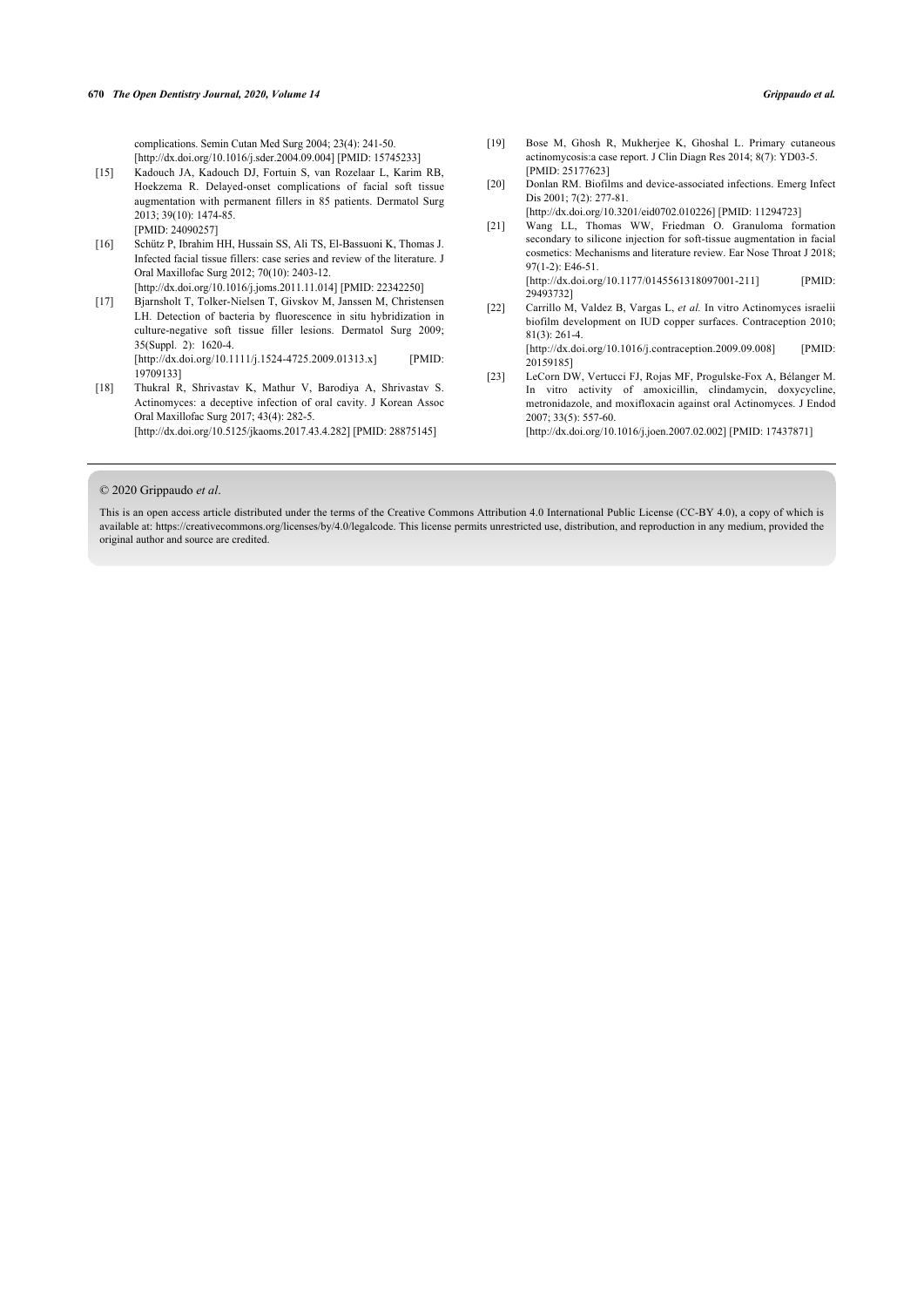complications. Semin Cutan Med Surg 2004; 23(4): 241-50. [http://dx.doi.org/10.1016/j.sder.2004.09.004] [PMID: 15745233]

[15] Kadouch JA, Kadouch DJ, Fortuin S, van Rozelaar L, Karim RB, Hoekzema R. Delayed-onset complications of facial soft tissue augmentation with permanent fillers in 85 patients. Dermatol Surg 2013; 39(10): 1474-85. [PMID: 24090257]

[16] Schütz P, Ibrahim HH, Hussain SS, Ali TS, El-Bassuoni K, Thomas J. Infected facial tissue fillers: case series and review of the literature. J Oral Maxillofac Surg 2012; 70(10): 2403-12. [http://dx.doi.org/10.1016/j.joms.2011.11.014] [PMID: 22342250]

[17] Bjarnsholt T, Tolker-Nielsen T, Givskov M, Janssen M, Christensen LH. Detection of bacteria by fluorescence in situ hybridization in culture-negative soft tissue filler lesions. Dermatol Surg 2009; 35(Suppl. 2): 1620-4. [http://dx.doi.org/10.1111/j.1524-4725.2009.01313.x] [PMID: 19709133]

[18] Thukral R, Shrivastav K, Mathur V, Barodiya A, Shrivastav S. Actinomyces: a deceptive infection of oral cavity. J Korean Assoc Oral Maxillofac Surg 2017; 43(4): 282-5. [http://dx.doi.org/10.5125/jkaoms.2017.43.4.282] [PMID: 28875145]

[19] Bose M, Ghosh R, Mukherjee K, Ghoshal L. Primary cutaneous actinomycosis:a case report. J Clin Diagn Res 2014; 8(7): YD03-5. [PMID: 25177623]

[20] Donlan RM. Biofilms and device-associated infections. Emerg Infect Dis 2001; 7(2): 277-81. [http://dx.doi.org/10.3201/eid0702.010226] [PMID: 11294723]

[21] Wang LL, Thomas WW, Friedman O. Granuloma formation secondary to silicone injection for soft-tissue augmentation in facial cosmetics: Mechanisms and literature review. Ear Nose Throat J 2018; 97(1-2): E46-51. [http://dx.doi.org/10.1177/0145561318097001-211] [PMID: 29493732]

[22] Carrillo M, Valdez B, Vargas L, *et al.* In vitro Actinomyces israelii biofilm development on IUD copper surfaces. Contraception 2010; 81(3): 261-4. [http://dx.doi.org/10.1016/j.contraception.2009.09.008] [PMID: 20159185]

[23] LeCorn DW, Vertucci FJ, Rojas MF, Progulske-Fox A, Bélanger M. In vitro activity of amoxicillin, clindamycin, doxycycline, metronidazole, and moxifloxacin against oral Actinomyces. J Endod 2007; 33(5): 557-60. [http://dx.doi.org/10.1016/j.joen.2007.02.002] [PMID: 17437871]

© 2020 Grippaudo *et al*.

This is an open access article distributed under the terms of the Creative Commons Attribution 4.0 International Public License (CC-BY 4.0), a copy of which is available at: https://creativecommons.org/licenses/by/4.0/legalcode. This license permits unrestricted use, distribution, and reproduction in any medium, provided the original author and source are credited.